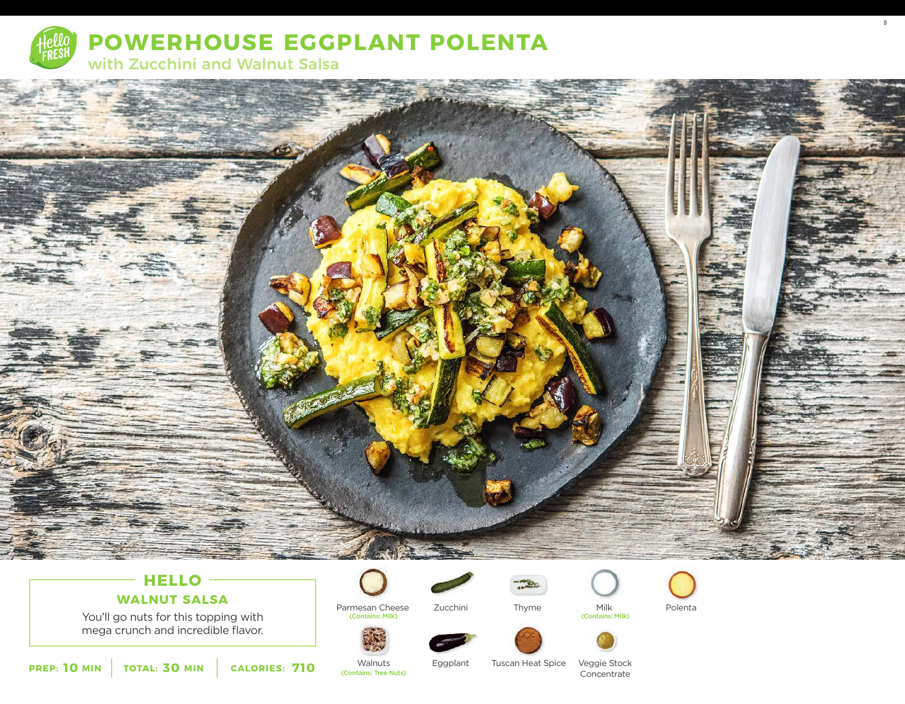# POWERHOUSE EGGPLANT POLENTA

## with Zucchini and Walnut Salsa

### HELLO

**WALNUT SALSA**

You'll go nuts for this topping with mega crunch and incredible flavor.

**PREP: 10 MIN** | **TOTAL: 30 MIN** | **CALORIES: 710**

- Parmesan Cheese (Contains: Milk)
- Zucchini
- Thyme
- Milk (Contains: Milk)
- Polenta
- Walnuts (Contains: Tree Nuts)
- Eggplant
- Tuscan Heat Spice
- Veggie Stock Concentrate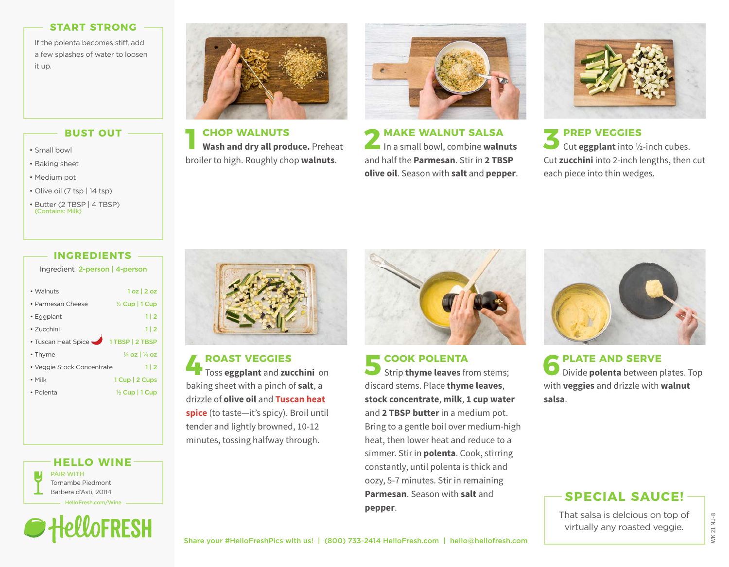## START STRONG

If the polenta becomes stiff, add a few splashes of water to loosen it up.

## BUST OUT

- Small bowl
- Baking sheet
- Medium pot
- Olive oil (7 tsp | 14 tsp)
- Butter (2 TBSP | 4 TBSP) (Contains: Milk)

## INGREDIENTS

| Ingredient | 2-person \| 4-person |
|---|---|
| Walnuts | 1 oz \| 2 oz |
| Parmesan Cheese | ½ Cup \| 1 Cup |
| Eggplant | 1 \| 2 |
| Zucchini | 1 \| 2 |
| Tuscan Heat Spice | 1 TBSP \| 2 TBSP |
| Thyme | ¼ oz \| ¼ oz |
| Veggie Stock Concentrate | 1 \| 2 |
| Milk | 1 Cup \| 2 Cups |
| Polenta | ½ Cup \| 1 Cup |

## HELLO WINE

PAIR WITH
Tornambe Piedmont Barbera d'Asti, 2014

HelloFresh.com/Wine

HelloFRESH

## 1 CHOP WALNUTS

**Wash and dry all produce.** Preheat broiler to high. Roughly chop **walnuts**.

## 2 MAKE WALNUT SALSA

In a small bowl, combine **walnuts** and half the **Parmesan**. Stir in **2 TBSP olive oil**. Season with **salt** and **pepper**.

## 3 PREP VEGGIES

Cut **eggplant** into ½-inch cubes. Cut **zucchini** into 2-inch lengths, then cut each piece into thin wedges.

## 4 ROAST VEGGIES

Toss **eggplant** and **zucchini** on baking sheet with a pinch of **salt**, a drizzle of **olive oil** and **Tuscan heat spice** (to taste—it's spicy). Broil until tender and lightly browned, 10-12 minutes, tossing halfway through.

## 5 COOK POLENTA

Strip **thyme leaves** from stems; discard stems. Place **thyme leaves**, **stock concentrate**, **milk**, **1 cup water** and **2 TBSP butter** in a medium pot. Bring to a gentle boil over medium-high heat, then lower heat and reduce to a simmer. Stir in **polenta**. Cook, stirring constantly, until polenta is thick and oozy, 5-7 minutes. Stir in remaining **Parmesan**. Season with **salt** and **pepper**.

## 6 PLATE AND SERVE

Divide **polenta** between plates. Top with **veggies** and drizzle with **walnut salsa**.

## SPECIAL SAUCE!

That salsa is delcious on top of virtually any roasted veggie.

Share your #HelloFreshPics with us! | (800) 733-2414 HelloFresh.com | hello@hellofresh.com

WK 21 NJ-8